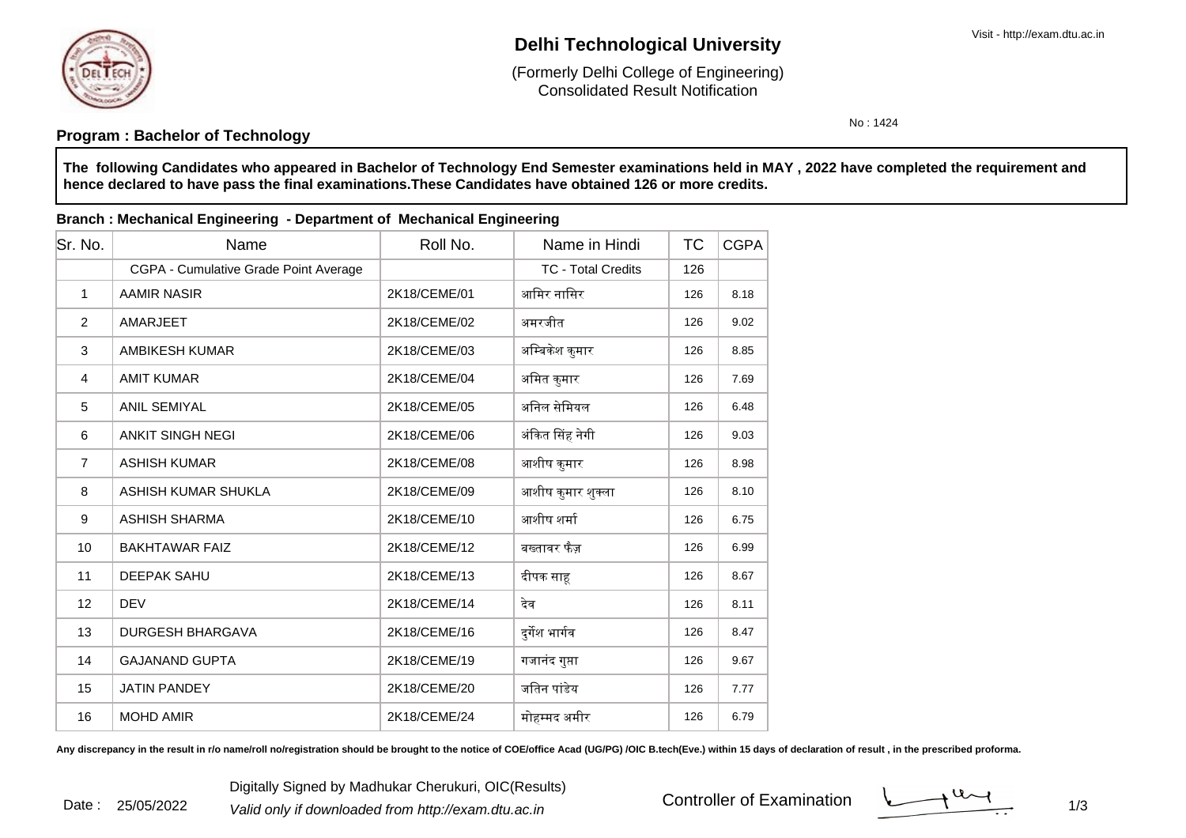# Delhi Technological University

(Formerly Delhi College of Engineering)
Consolidated Result Notification

Visit - http://exam.dtu.ac.in

No : 1424

**Program : Bachelor of Technology**

**The following Candidates who appeared in Bachelor of Technology End Semester examinations held in MAY , 2022 have completed the requirement and hence declared to have pass the final examinations.These Candidates have obtained 126 or more credits.**

**Branch : Mechanical Engineering - Department of Mechanical Engineering**

| Sr. No. | Name | Roll No. | Name in Hindi | TC | CGPA |
|---|---|---|---|---|---|
| | CGPA - Cumulative Grade Point Average | | TC - Total Credits | 126 | |
| 1 | AAMIR NASIR | 2K18/CEME/01 | आमिर नासिर | 126 | 8.18 |
| 2 | AMARJEET | 2K18/CEME/02 | अमरजीत | 126 | 9.02 |
| 3 | AMBIKESH KUMAR | 2K18/CEME/03 | अम्बिकेश कुमार | 126 | 8.85 |
| 4 | AMIT KUMAR | 2K18/CEME/04 | अमित कुमार | 126 | 7.69 |
| 5 | ANIL SEMIYAL | 2K18/CEME/05 | अनिल सेमियल | 126 | 6.48 |
| 6 | ANKIT SINGH NEGI | 2K18/CEME/06 | अंकित सिंह नेगी | 126 | 9.03 |
| 7 | ASHISH KUMAR | 2K18/CEME/08 | आशीष कुमार | 126 | 8.98 |
| 8 | ASHISH KUMAR SHUKLA | 2K18/CEME/09 | आशीष कुमार शुक्ला | 126 | 8.10 |
| 9 | ASHISH SHARMA | 2K18/CEME/10 | आशीष शर्मा | 126 | 6.75 |
| 10 | BAKHTAWAR FAIZ | 2K18/CEME/12 | बख्तावर फैज़ | 126 | 6.99 |
| 11 | DEEPAK SAHU | 2K18/CEME/13 | दीपक साहू | 126 | 8.67 |
| 12 | DEV | 2K18/CEME/14 | देव | 126 | 8.11 |
| 13 | DURGESH BHARGAVA | 2K18/CEME/16 | दुर्गेश भार्गव | 126 | 8.47 |
| 14 | GAJANAND GUPTA | 2K18/CEME/19 | गजानंद गुप्ता | 126 | 9.67 |
| 15 | JATIN PANDEY | 2K18/CEME/20 | जतिन पांडेय | 126 | 7.77 |
| 16 | MOHD AMIR | 2K18/CEME/24 | मोहम्मद अमीर | 126 | 6.79 |

**Any discrepancy in the result in r/o name/roll no/registration should be brought to the notice of COE/office Acad (UG/PG) /OIC B.tech(Eve.) within 15 days of declaration of result , in the prescribed proforma.**

Date : 25/05/2022

Digitally Signed by Madhukar Cherukuri, OIC(Results)
*Valid only if downloaded from http://exam.dtu.ac.in*

Controller of Examination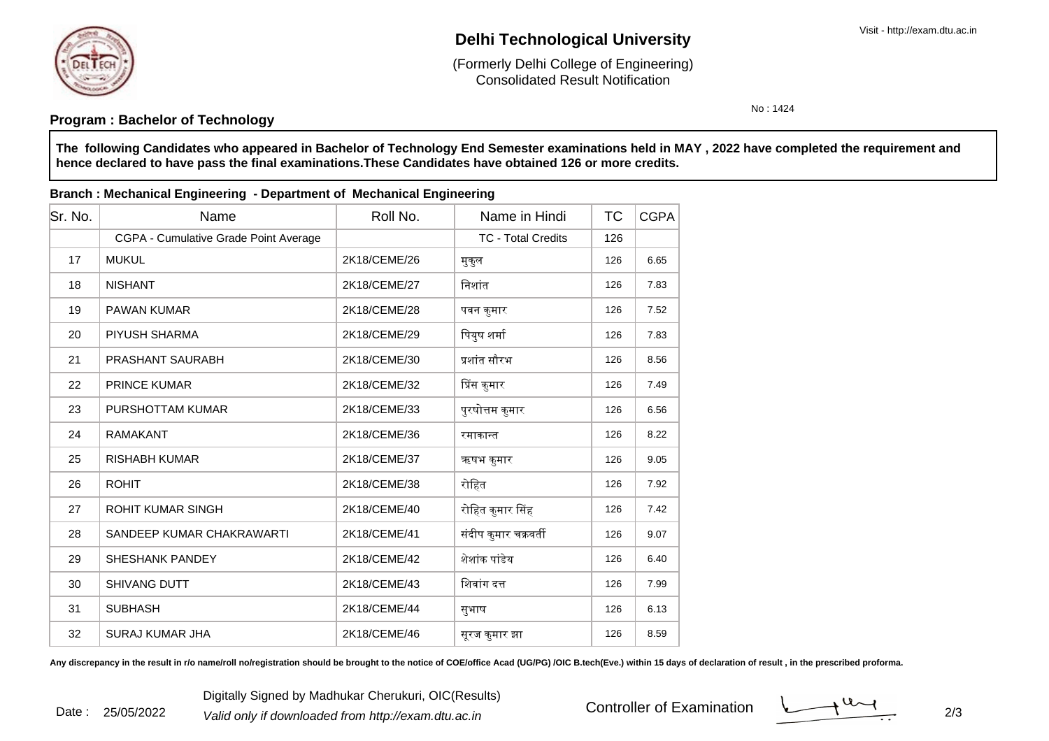# Delhi Technological University

(Formerly Delhi College of Engineering)
Consolidated Result Notification

Visit - http://exam.dtu.ac.in

No : 1424

**Program : Bachelor of Technology**

**The following Candidates who appeared in Bachelor of Technology End Semester examinations held in MAY , 2022 have completed the requirement and hence declared to have pass the final examinations.These Candidates have obtained 126 or more credits.**

**Branch : Mechanical Engineering - Department of Mechanical Engineering**

| Sr. No. | Name | Roll No. | Name in Hindi | TC | CGPA |
|---|---|---|---|---|---|
| | CGPA - Cumulative Grade Point Average | | TC - Total Credits | 126 | |
| 17 | MUKUL | 2K18/CEME/26 | मुकुल | 126 | 6.65 |
| 18 | NISHANT | 2K18/CEME/27 | निशांत | 126 | 7.83 |
| 19 | PAWAN KUMAR | 2K18/CEME/28 | पवन कुमार | 126 | 7.52 |
| 20 | PIYUSH SHARMA | 2K18/CEME/29 | पियुष शर्मा | 126 | 7.83 |
| 21 | PRASHANT SAURABH | 2K18/CEME/30 | प्रशांत सौरभ | 126 | 8.56 |
| 22 | PRINCE KUMAR | 2K18/CEME/32 | प्रिंस कुमार | 126 | 7.49 |
| 23 | PURSHOTTAM KUMAR | 2K18/CEME/33 | पुरषोत्तम कुमार | 126 | 6.56 |
| 24 | RAMAKANT | 2K18/CEME/36 | रमाकान्त | 126 | 8.22 |
| 25 | RISHABH KUMAR | 2K18/CEME/37 | ऋषभ कुमार | 126 | 9.05 |
| 26 | ROHIT | 2K18/CEME/38 | रोहित | 126 | 7.92 |
| 27 | ROHIT KUMAR SINGH | 2K18/CEME/40 | रोहित कुमार सिंह | 126 | 7.42 |
| 28 | SANDEEP KUMAR CHAKRAWARTI | 2K18/CEME/41 | संदीप कुमार चक्रवर्ती | 126 | 9.07 |
| 29 | SHESHANK PANDEY | 2K18/CEME/42 | शेशांक पांडेय | 126 | 6.40 |
| 30 | SHIVANG DUTT | 2K18/CEME/43 | शिवांग दत्त | 126 | 7.99 |
| 31 | SUBHASH | 2K18/CEME/44 | सुभाष | 126 | 6.13 |
| 32 | SURAJ KUMAR JHA | 2K18/CEME/46 | सूरज कुमार झा | 126 | 8.59 |

**Any discrepancy in the result in r/o name/roll no/registration should be brought to the notice of COE/office Acad (UG/PG) /OIC B.tech(Eve.) within 15 days of declaration of result , in the prescribed proforma.**

Date : 25/05/2022

Digitally Signed by Madhukar Cherukuri, OIC(Results)

*Valid only if downloaded from http://exam.dtu.ac.in*

Controller of Examination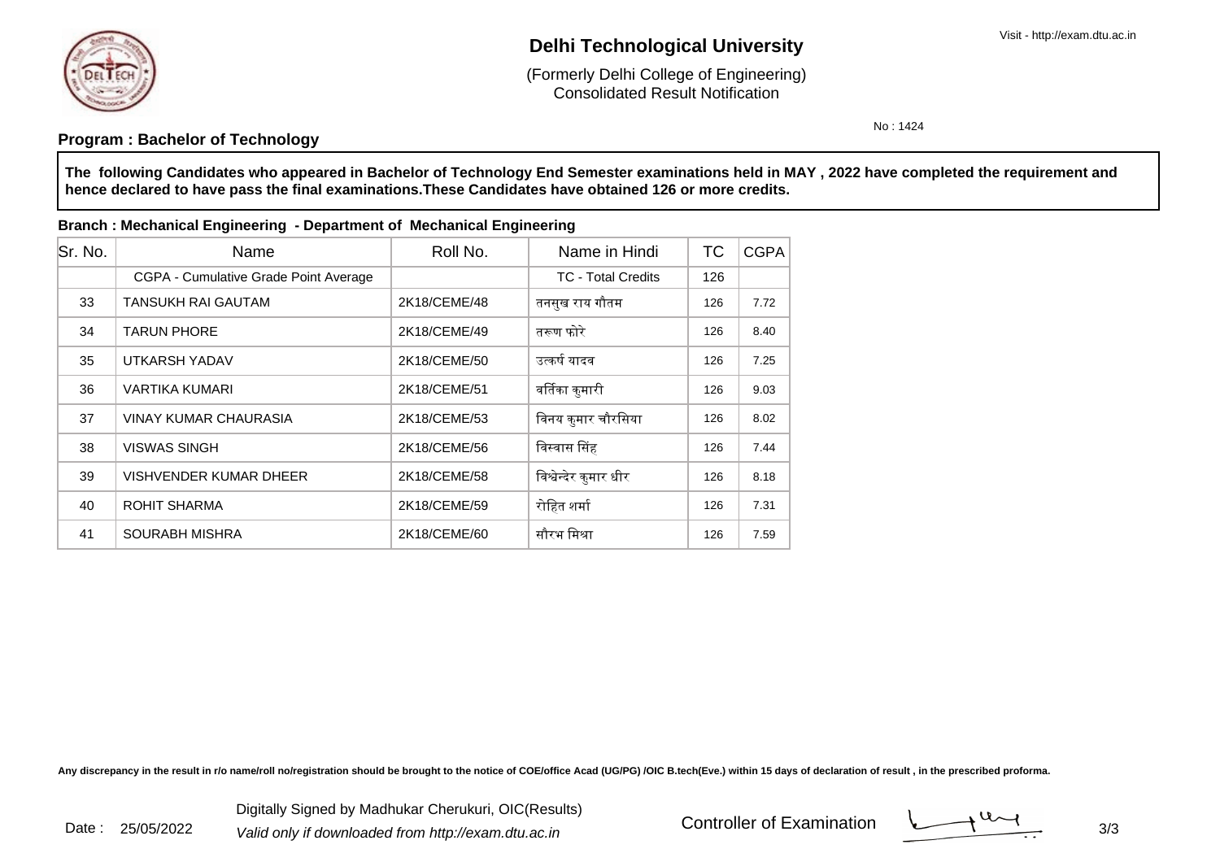# Delhi Technological University

(Formerly Delhi College of Engineering)
Consolidated Result Notification

No : 1424

**Program : Bachelor of Technology**

**The following Candidates who appeared in Bachelor of Technology End Semester examinations held in MAY , 2022 have completed the requirement and hence declared to have pass the final examinations.These Candidates have obtained 126 or more credits.**

**Branch : Mechanical Engineering - Department of Mechanical Engineering**

| Sr. No. | Name | Roll No. | Name in Hindi | TC | CGPA |
|---|---|---|---|---|---|
| | CGPA - Cumulative Grade Point Average | | TC - Total Credits | 126 | |
| 33 | TANSUKH RAI GAUTAM | 2K18/CEME/48 | तनसुख राय गौतम | 126 | 7.72 |
| 34 | TARUN PHORE | 2K18/CEME/49 | तरूण फोरे | 126 | 8.40 |
| 35 | UTKARSH YADAV | 2K18/CEME/50 | उत्कर्ष यादव | 126 | 7.25 |
| 36 | VARTIKA KUMARI | 2K18/CEME/51 | वर्तिका कुमारी | 126 | 9.03 |
| 37 | VINAY KUMAR CHAURASIA | 2K18/CEME/53 | विनय कुमार चौरसिया | 126 | 8.02 |
| 38 | VISWAS SINGH | 2K18/CEME/56 | विस्वास सिंह | 126 | 7.44 |
| 39 | VISHVENDER KUMAR DHEER | 2K18/CEME/58 | विश्वेन्देर कुमार धीर | 126 | 8.18 |
| 40 | ROHIT SHARMA | 2K18/CEME/59 | रोहित शर्मा | 126 | 7.31 |
| 41 | SOURABH MISHRA | 2K18/CEME/60 | सौरभ मिश्रा | 126 | 7.59 |

**Any discrepancy in the result in r/o name/roll no/registration should be brought to the notice of COE/office Acad (UG/PG) /OIC B.tech(Eve.) within 15 days of declaration of result , in the prescribed proforma.**

Date : 25/05/2022

Digitally Signed by Madhukar Cherukuri, OIC(Results)

*Valid only if downloaded from http://exam.dtu.ac.in*

Controller of Examination